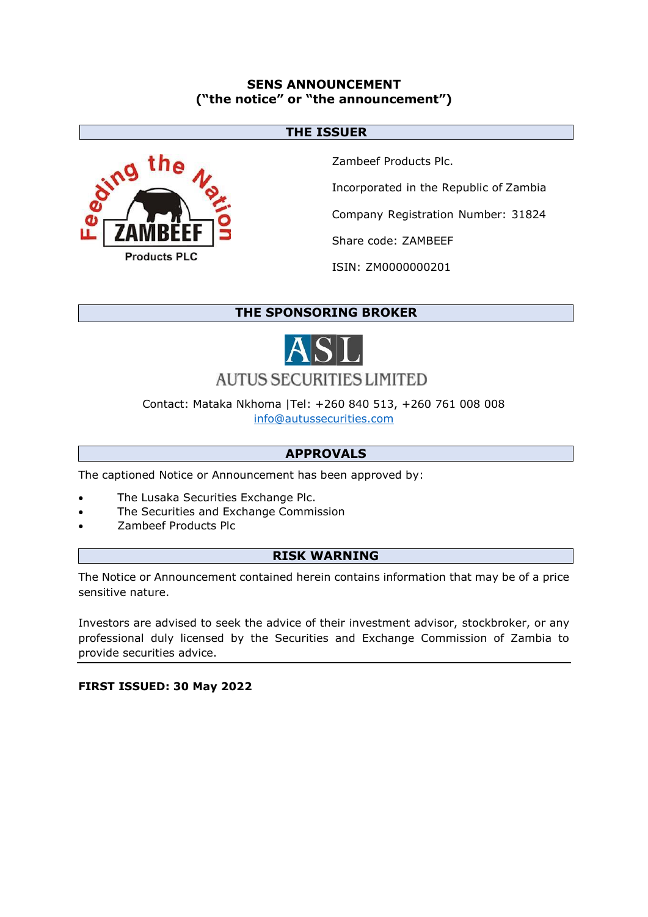**SENS ANNOUNCEMENT**
**("the notice" or "the announcement")**

## THE ISSUER

Zambeef Products Plc.

Incorporated in the Republic of Zambia

Company Registration Number: 31824

Share code: ZAMBEEF

ISIN: ZM0000000201

## THE SPONSORING BROKER

AUTUS SECURITIES LIMITED

Contact: Mataka Nkhoma |Tel: +260 840 513, +260 761 008 008
info@autussecurities.com

## APPROVALS

The captioned Notice or Announcement has been approved by:

- The Lusaka Securities Exchange Plc.
- The Securities and Exchange Commission
- Zambeef Products Plc

## RISK WARNING

The Notice or Announcement contained herein contains information that may be of a price sensitive nature.

Investors are advised to seek the advice of their investment advisor, stockbroker, or any professional duly licensed by the Securities and Exchange Commission of Zambia to provide securities advice.

**FIRST ISSUED: 30 May 2022**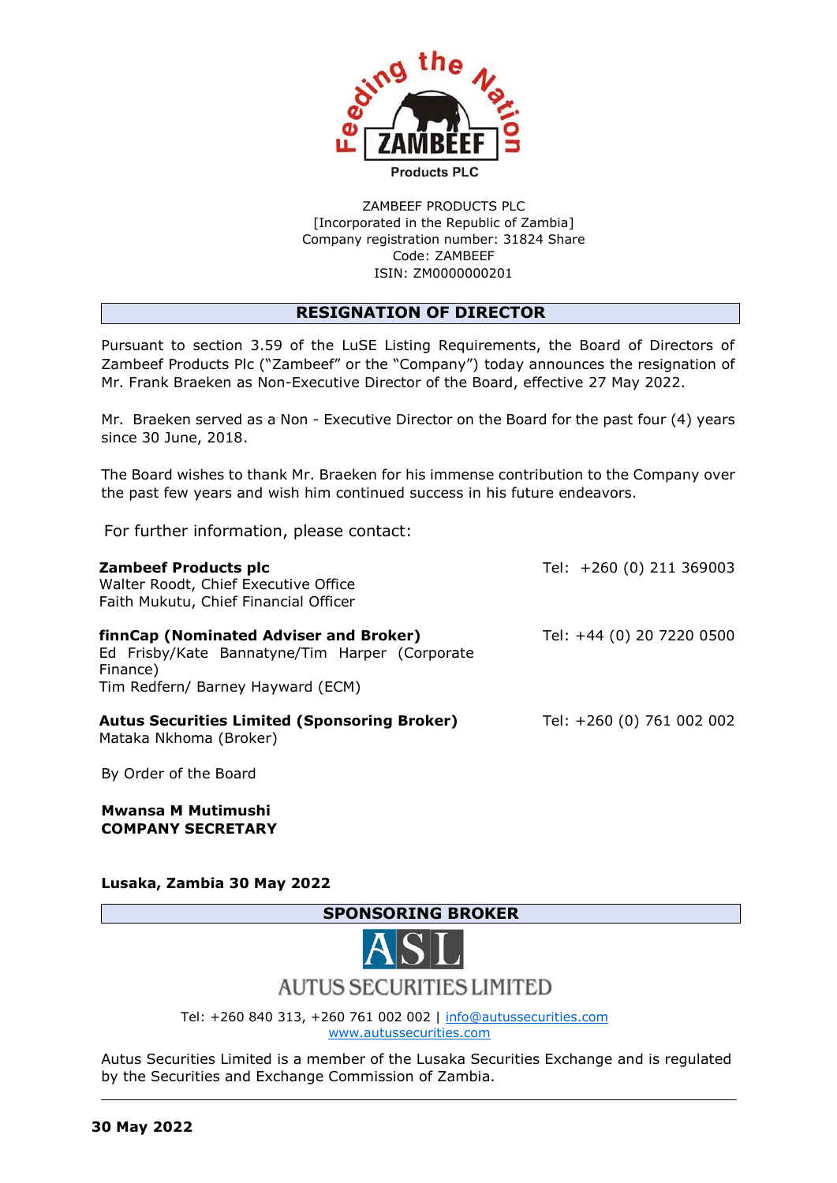ZAMBEEF PRODUCTS PLC
[Incorporated in the Republic of Zambia]
Company registration number: 31824 Share Code: ZAMBEEF
ISIN: ZM0000000201

## RESIGNATION OF DIRECTOR

Pursuant to section 3.59 of the LuSE Listing Requirements, the Board of Directors of Zambeef Products Plc ("Zambeef" or the "Company") today announces the resignation of Mr. Frank Braeken as Non-Executive Director of the Board, effective 27 May 2022.

Mr. Braeken served as a Non - Executive Director on the Board for the past four (4) years since 30 June, 2018.

The Board wishes to thank Mr. Braeken for his immense contribution to the Company over the past few years and wish him continued success in his future endeavors.

For further information, please contact:

| | |
|---|---|
| **Zambeef Products plc**<br>Walter Roodt, Chief Executive Office<br>Faith Mukutu, Chief Financial Officer | Tel: +260 (0) 211 369003 |
| **finnCap (Nominated Adviser and Broker)**<br>Ed Frisby/Kate Bannatyne/Tim Harper (Corporate Finance)<br>Tim Redfern/ Barney Hayward (ECM) | Tel: +44 (0) 20 7220 0500 |
| **Autus Securities Limited (Sponsoring Broker)**<br>Mataka Nkhoma (Broker) | Tel: +260 (0) 761 002 002 |

By Order of the Board

**Mwansa M Mutimushi**
**COMPANY SECRETARY**

**Lusaka, Zambia 30 May 2022**

## SPONSORING BROKER

AUTUS SECURITIES LIMITED

Tel: +260 840 313, +260 761 002 002 | info@autussecurities.com
www.autussecurities.com

Autus Securities Limited is a member of the Lusaka Securities Exchange and is regulated by the Securities and Exchange Commission of Zambia.

**30 May 2022**